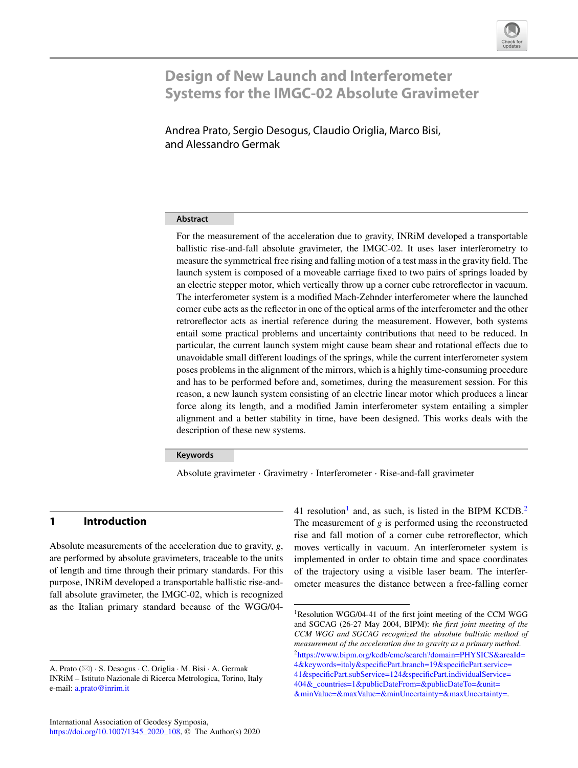# Design of New Launch and Interferometer Systems for the IMGC-02 Absolute Gravimeter

Andrea Prato, Sergio Desogus, Claudio Origlia, Marco Bisi, and Alessandro Germak

## Abstract

For the measurement of the acceleration due to gravity, INRiM developed a transportable ballistic rise-and-fall absolute gravimeter, the IMGC-02. It uses laser interferometry to measure the symmetrical free rising and falling motion of a test mass in the gravity field. The launch system is composed of a moveable carriage fixed to two pairs of springs loaded by an electric stepper motor, which vertically throw up a corner cube retroreflector in vacuum. The interferometer system is a modified Mach-Zehnder interferometer where the launched corner cube acts as the reflector in one of the optical arms of the interferometer and the other retroreflector acts as inertial reference during the measurement. However, both systems entail some practical problems and uncertainty contributions that need to be reduced. In particular, the current launch system might cause beam shear and rotational effects due to unavoidable small different loadings of the springs, while the current interferometer system poses problems in the alignment of the mirrors, which is a highly time-consuming procedure and has to be performed before and, sometimes, during the measurement session. For this reason, a new launch system consisting of an electric linear motor which produces a linear force along its length, and a modified Jamin interferometer system entailing a simpler alignment and a better stability in time, have been designed. This works deals with the description of these new systems.

## Keywords

Absolute gravimeter · Gravimetry · Interferometer · Rise-and-fall gravimeter

## 1 Introduction

Absolute measurements of the acceleration due to gravity, $g$, are performed by absolute gravimeters, traceable to the units of length and time through their primary standards. For this purpose, INRiM developed a transportable ballistic rise-and-fall absolute gravimeter, the IMGC-02, which is recognized as the Italian primary standard because of the WGG/04-41 resolution[1] and, as such, is listed in the BIPM KCDB.[2] The measurement of $g$ is performed using the reconstructed rise and fall motion of a corner cube retroreflector, which moves vertically in vacuum. An interferometer system is implemented in order to obtain time and space coordinates of the trajectory using a visible laser beam. The interferometer measures the distance between a free-falling corner

---

A. Prato (✉) · S. Desogus · C. Origlia · M. Bisi · A. Germak
INRiM – Istituto Nazionale di Ricerca Metrologica, Torino, Italy
e-mail: a.prato@inrim.it

International Association of Geodesy Symposia,
https://doi.org/10.1007/1345_2020_108, © The Author(s) 2020

[1] Resolution WGG/04-41 of the first joint meeting of the CCM WGG and SGCAG (26-27 May 2004, BIPM): *the first joint meeting of the CCM WGG and SGCAG recognized the absolute ballistic method of measurement of the acceleration due to gravity as a primary method*.

[2] https://www.bipm.org/kcdb/cmc/search?domain=PHYSICS&areaId=4&keywords=italy&specificPart.branch=19&specificPart.service=41&specificPart.subService=124&specificPart.individualService=404&_countries=1&publicDateFrom=&publicDateTo=&unit=&minValue=&maxValue=&minUncertainty=&maxUncertainty=.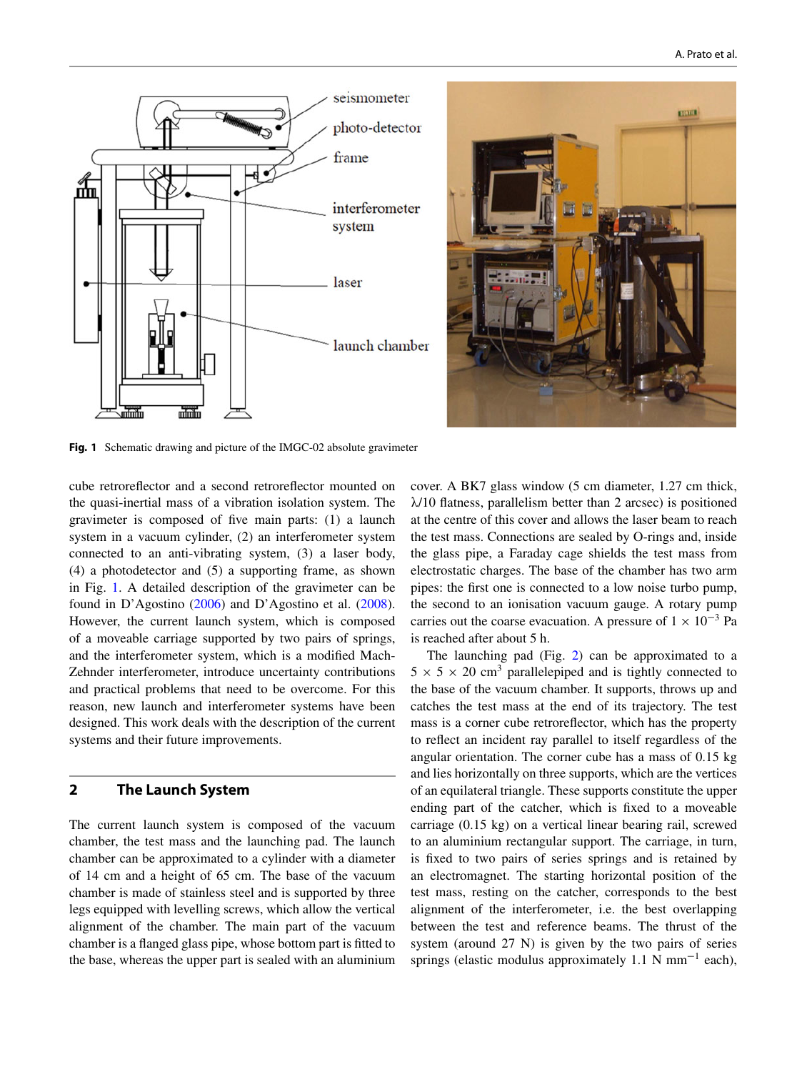Fig. 1 Schematic drawing and picture of the IMGC-02 absolute gravimeter

cube retroreflector and a second retroreflector mounted on the quasi-inertial mass of a vibration isolation system. The gravimeter is composed of five main parts: (1) a launch system in a vacuum cylinder, (2) an interferometer system connected to an anti-vibrating system, (3) a laser body, (4) a photodetector and (5) a supporting frame, as shown in Fig. 1. A detailed description of the gravimeter can be found in D'Agostino (2006) and D'Agostino et al. (2008). However, the current launch system, which is composed of a moveable carriage supported by two pairs of springs, and the interferometer system, which is a modified Mach-Zehnder interferometer, introduce uncertainty contributions and practical problems that need to be overcome. For this reason, new launch and interferometer systems have been designed. This work deals with the description of the current systems and their future improvements.

## 2 The Launch System

The current launch system is composed of the vacuum chamber, the test mass and the launching pad. The launch chamber can be approximated to a cylinder with a diameter of 14 cm and a height of 65 cm. The base of the vacuum chamber is made of stainless steel and is supported by three legs equipped with levelling screws, which allow the vertical alignment of the chamber. The main part of the vacuum chamber is a flanged glass pipe, whose bottom part is fitted to the base, whereas the upper part is sealed with an aluminium cover. A BK7 glass window (5 cm diameter, 1.27 cm thick, $\lambda/10$ flatness, parallelism better than 2 arcsec) is positioned at the centre of this cover and allows the laser beam to reach the test mass. Connections are sealed by O-rings and, inside the glass pipe, a Faraday cage shields the test mass from electrostatic charges. The base of the chamber has two arm pipes: the first one is connected to a low noise turbo pump, the second to an ionisation vacuum gauge. A rotary pump carries out the coarse evacuation. A pressure of $1 \times 10^{-3}$ Pa is reached after about 5 h.

The launching pad (Fig. 2) can be approximated to a $5 \times 5 \times 20$ cm$^3$ parallelepiped and is tightly connected to the base of the vacuum chamber. It supports, throws up and catches the test mass at the end of its trajectory. The test mass is a corner cube retroreflector, which has the property to reflect an incident ray parallel to itself regardless of the angular orientation. The corner cube has a mass of 0.15 kg and lies horizontally on three supports, which are the vertices of an equilateral triangle. These supports constitute the upper ending part of the catcher, which is fixed to a moveable carriage (0.15 kg) on a vertical linear bearing rail, screwed to an aluminium rectangular support. The carriage, in turn, is fixed to two pairs of series springs and is retained by an electromagnet. The starting horizontal position of the test mass, resting on the catcher, corresponds to the best alignment of the interferometer, i.e. the best overlapping between the test and reference beams. The thrust of the system (around 27 N) is given by the two pairs of series springs (elastic modulus approximately 1.1 N mm$^{-1}$ each),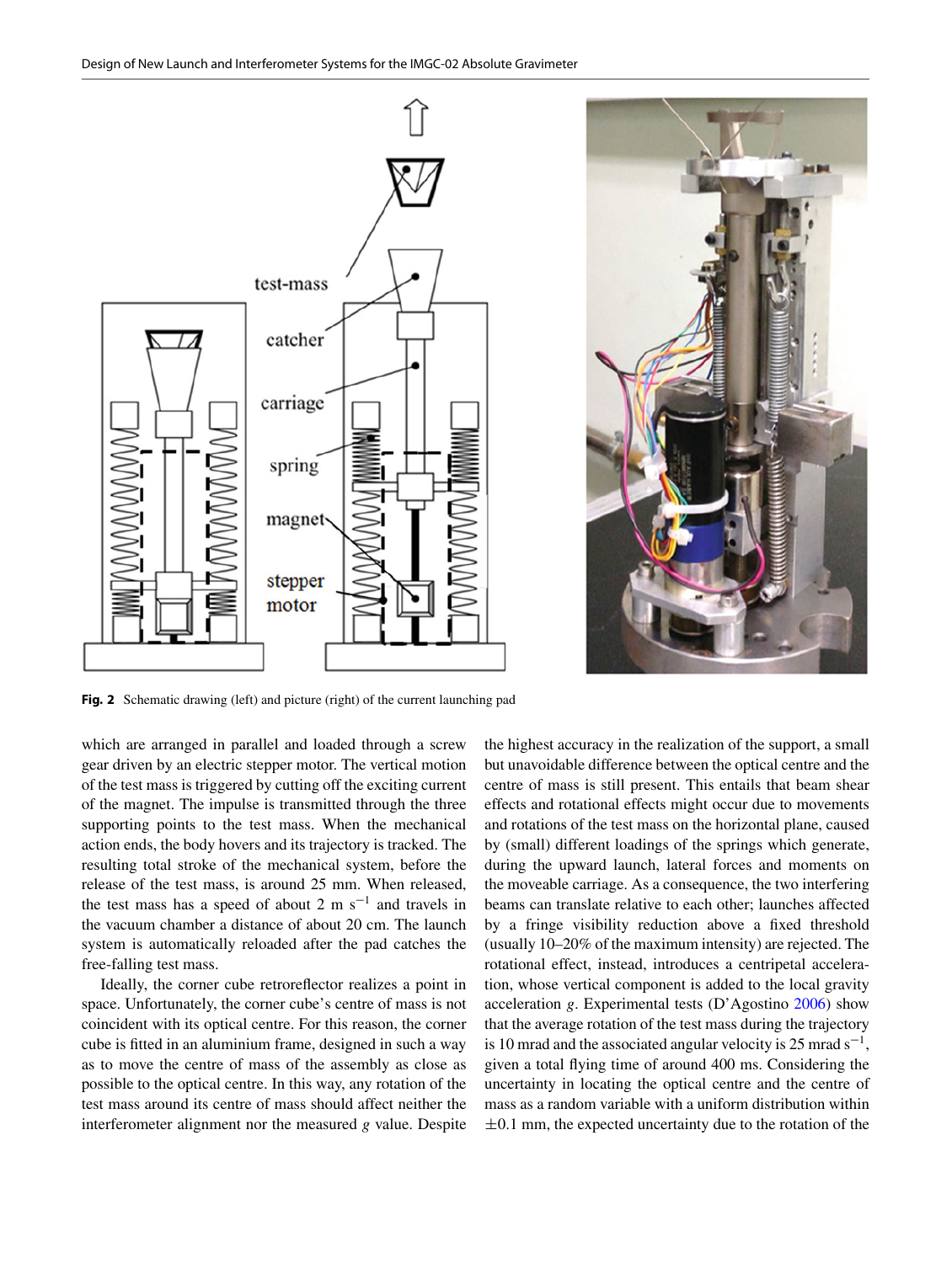**Fig. 2** Schematic drawing (left) and picture (right) of the current launching pad

which are arranged in parallel and loaded through a screw gear driven by an electric stepper motor. The vertical motion of the test mass is triggered by cutting off the exciting current of the magnet. The impulse is transmitted through the three supporting points to the test mass. When the mechanical action ends, the body hovers and its trajectory is tracked. The resulting total stroke of the mechanical system, before the release of the test mass, is around 25 mm. When released, the test mass has a speed of about 2 m $s^{-1}$ and travels in the vacuum chamber a distance of about 20 cm. The launch system is automatically reloaded after the pad catches the free-falling test mass.

Ideally, the corner cube retroreflector realizes a point in space. Unfortunately, the corner cube's centre of mass is not coincident with its optical centre. For this reason, the corner cube is fitted in an aluminium frame, designed in such a way as to move the centre of mass of the assembly as close as possible to the optical centre. In this way, any rotation of the test mass around its centre of mass should affect neither the interferometer alignment nor the measured $g$ value. Despite the highest accuracy in the realization of the support, a small but unavoidable difference between the optical centre and the centre of mass is still present. This entails that beam shear effects and rotational effects might occur due to movements and rotations of the test mass on the horizontal plane, caused by (small) different loadings of the springs which generate, during the upward launch, lateral forces and moments on the moveable carriage. As a consequence, the two interfering beams can translate relative to each other; launches affected by a fringe visibility reduction above a fixed threshold (usually 10–20% of the maximum intensity) are rejected. The rotational effect, instead, introduces a centripetal acceleration, whose vertical component is added to the local gravity acceleration $g$. Experimental tests (D'Agostino 2006) show that the average rotation of the test mass during the trajectory is 10 mrad and the associated angular velocity is 25 mrad $s^{-1}$, given a total flying time of around 400 ms. Considering the uncertainty in locating the optical centre and the centre of mass as a random variable with a uniform distribution within $\pm 0.1$ mm, the expected uncertainty due to the rotation of the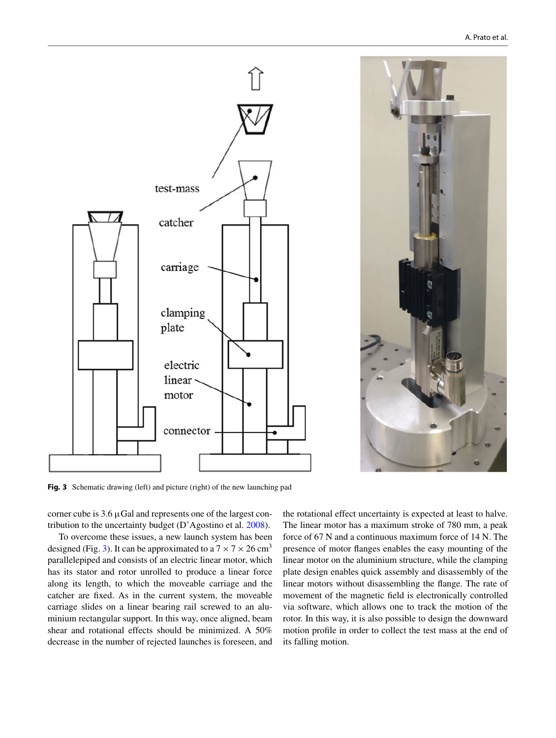Fig. 3 Schematic drawing (left) and picture (right) of the new launching pad

corner cube is 3.6 μGal and represents one of the largest contribution to the uncertainty budget (D'Agostino et al. 2008).

To overcome these issues, a new launch system has been designed (Fig. 3). It can be approximated to a $7 \times 7 \times 26\ \mathrm{cm}^3$ parallelepiped and consists of an electric linear motor, which has its stator and rotor unrolled to produce a linear force along its length, to which the moveable carriage and the catcher are fixed. As in the current system, the moveable carriage slides on a linear bearing rail screwed to an aluminium rectangular support. In this way, once aligned, beam shear and rotational effects should be minimized. A 50% decrease in the number of rejected launches is foreseen, and the rotational effect uncertainty is expected at least to halve. The linear motor has a maximum stroke of 780 mm, a peak force of 67 N and a continuous maximum force of 14 N. The presence of motor flanges enables the easy mounting of the linear motor on the aluminium structure, while the clamping plate design enables quick assembly and disassembly of the linear motors without disassembling the flange. The rate of movement of the magnetic field is electronically controlled via software, which allows one to track the motion of the rotor. In this way, it is also possible to design the downward motion profile in order to collect the test mass at the end of its falling motion.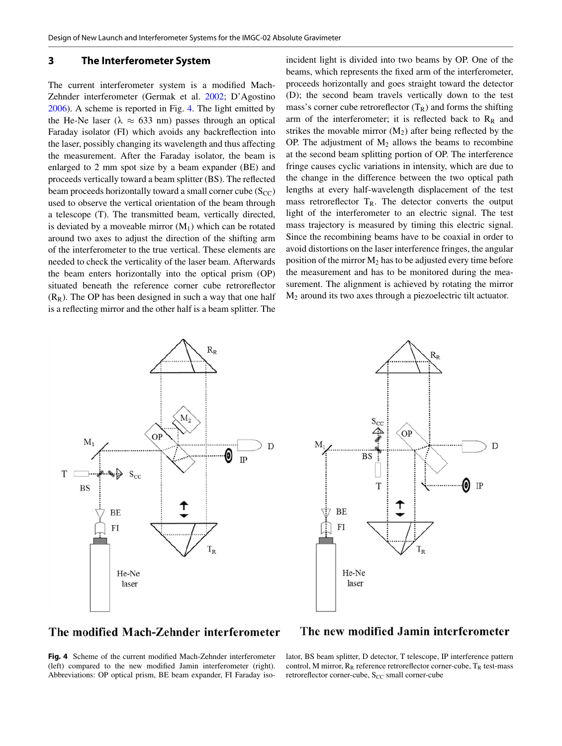## 3 The Interferometer System

The current interferometer system is a modified Mach-Zehnder interferometer (Germak et al. 2002; D'Agostino 2006). A scheme is reported in Fig. 4. The light emitted by the He-Ne laser ($\lambda \approx 633$ nm) passes through an optical Faraday isolator (FI) which avoids any backreflection into the laser, possibly changing its wavelength and thus affecting the measurement. After the Faraday isolator, the beam is enlarged to 2 mm spot size by a beam expander (BE) and proceeds vertically toward a beam splitter (BS). The reflected beam proceeds horizontally toward a small corner cube ($S_{CC}$) used to observe the vertical orientation of the beam through a telescope (T). The transmitted beam, vertically directed, is deviated by a moveable mirror ($M_1$) which can be rotated around two axes to adjust the direction of the shifting arm of the interferometer to the true vertical. These elements are needed to check the verticality of the laser beam. Afterwards the beam enters horizontally into the optical prism (OP) situated beneath the reference corner cube retroreflector ($R_R$). The OP has been designed in such a way that one half is a reflecting mirror and the other half is a beam splitter. The incident light is divided into two beams by OP. One of the beams, which represents the fixed arm of the interferometer, proceeds horizontally and goes straight toward the detector (D); the second beam travels vertically down to the test mass's corner cube retroreflector ($T_R$) and forms the shifting arm of the interferometer; it is reflected back to $R_R$ and strikes the movable mirror ($M_2$) after being reflected by the OP. The adjustment of $M_2$ allows the beams to recombine at the second beam splitting portion of OP. The interference fringe causes cyclic variations in intensity, which are due to the change in the difference between the two optical path lengths at every half-wavelength displacement of the test mass retroreflector $T_R$. The detector converts the output light of the interferometer to an electric signal. The test mass trajectory is measured by timing this electric signal. Since the recombining beams have to be coaxial in order to avoid distortions on the laser interference fringes, the angular position of the mirror $M_2$ has to be adjusted every time before the measurement and has to be monitored during the measurement. The alignment is achieved by rotating the mirror $M_2$ around its two axes through a piezoelectric tilt actuator.

**Fig. 4** Scheme of the current modified Mach-Zehnder interferometer (left) compared to the new modified Jamin interferometer (right). Abbreviations: OP optical prism, BE beam expander, FI Faraday isolator, BS beam splitter, D detector, T telescope, IP interference pattern control, M mirror, $R_R$ reference retroreflector corner-cube, $T_R$ test-mass retroreflector corner-cube, $S_{CC}$ small corner-cube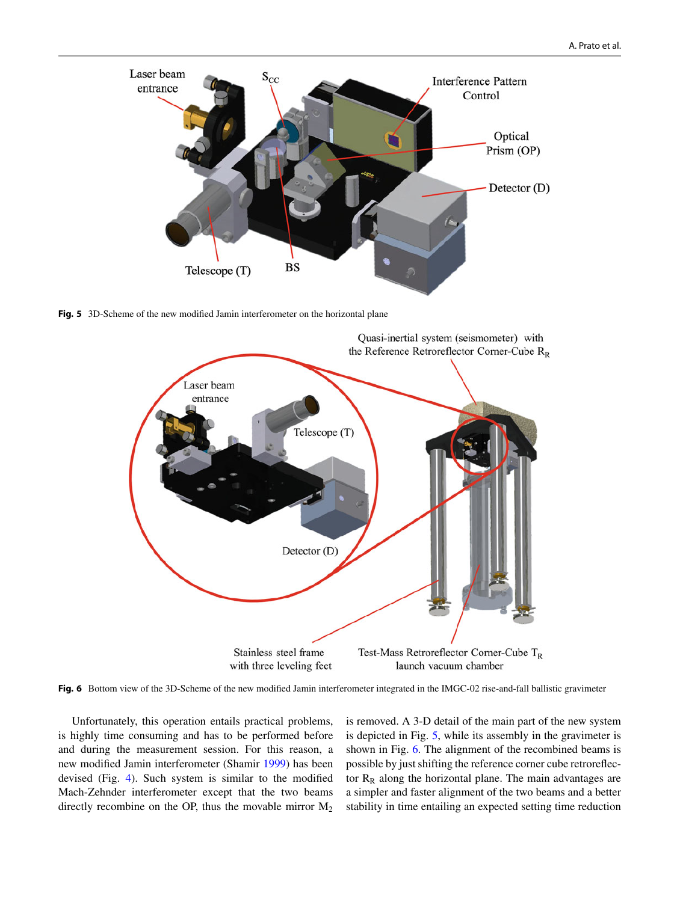**Fig. 5** 3D-Scheme of the new modified Jamin interferometer on the horizontal plane

**Fig. 6** Bottom view of the 3D-Scheme of the new modified Jamin interferometer integrated in the IMGC-02 rise-and-fall ballistic gravimeter

Unfortunately, this operation entails practical problems, is highly time consuming and has to be performed before and during the measurement session. For this reason, a new modified Jamin interferometer (Shamir 1999) has been devised (Fig. 4). Such system is similar to the modified Mach-Zehnder interferometer except that the two beams directly recombine on the OP, thus the movable mirror $M_2$ is removed. A 3-D detail of the main part of the new system is depicted in Fig. 5, while its assembly in the gravimeter is shown in Fig. 6. The alignment of the recombined beams is possible by just shifting the reference corner cube retroreflector $R_R$ along the horizontal plane. The main advantages are a simpler and faster alignment of the two beams and a better stability in time entailing an expected setting time reduction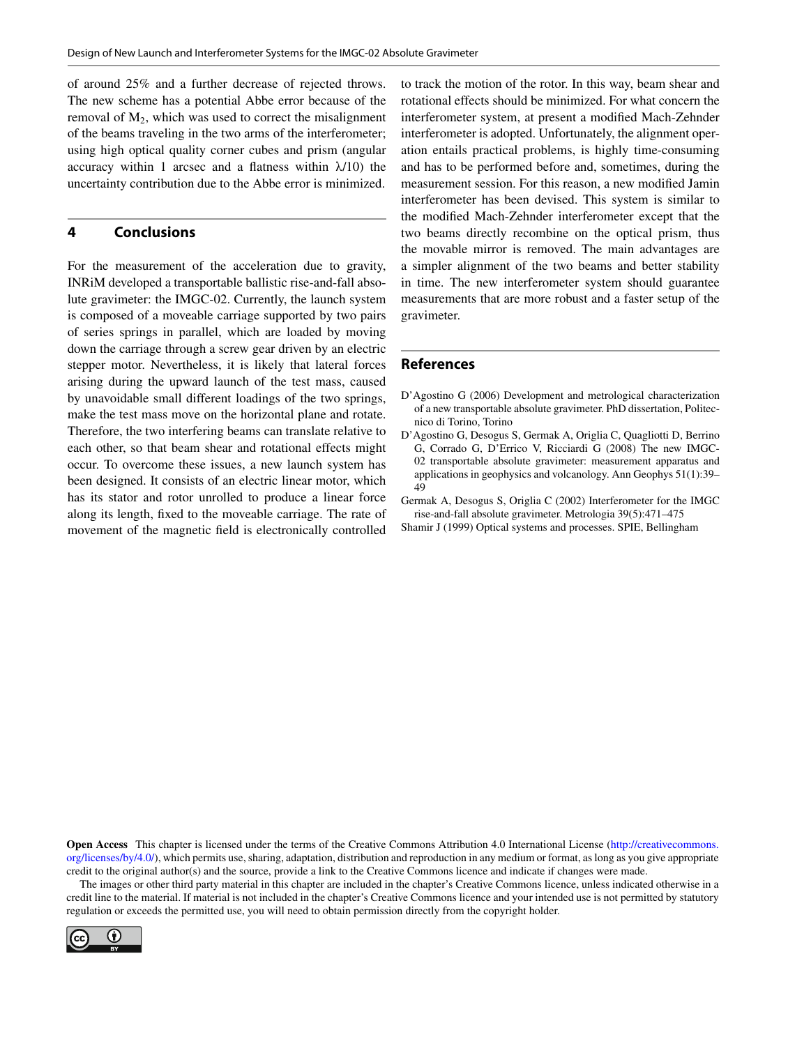of around 25% and a further decrease of rejected throws. The new scheme has a potential Abbe error because of the removal of $M_2$, which was used to correct the misalignment of the beams traveling in the two arms of the interferometer; using high optical quality corner cubes and prism (angular accuracy within 1 arcsec and a flatness within $\lambda/10$) the uncertainty contribution due to the Abbe error is minimized.

## 4 Conclusions

For the measurement of the acceleration due to gravity, INRiM developed a transportable ballistic rise-and-fall absolute gravimeter: the IMGC-02. Currently, the launch system is composed of a moveable carriage supported by two pairs of series springs in parallel, which are loaded by moving down the carriage through a screw gear driven by an electric stepper motor. Nevertheless, it is likely that lateral forces arising during the upward launch of the test mass, caused by unavoidable small different loadings of the two springs, make the test mass move on the horizontal plane and rotate. Therefore, the two interfering beams can translate relative to each other, so that beam shear and rotational effects might occur. To overcome these issues, a new launch system has been designed. It consists of an electric linear motor, which has its stator and rotor unrolled to produce a linear force along its length, fixed to the moveable carriage. The rate of movement of the magnetic field is electronically controlled to track the motion of the rotor. In this way, beam shear and rotational effects should be minimized. For what concern the interferometer system, at present a modified Mach-Zehnder interferometer is adopted. Unfortunately, the alignment operation entails practical problems, is highly time-consuming and has to be performed before and, sometimes, during the measurement session. For this reason, a new modified Jamin interferometer has been devised. This system is similar to the modified Mach-Zehnder interferometer except that the two beams directly recombine on the optical prism, thus the movable mirror is removed. The main advantages are a simpler alignment of the two beams and better stability in time. The new interferometer system should guarantee measurements that are more robust and a faster setup of the gravimeter.

## References

D'Agostino G (2006) Development and metrological characterization of a new transportable absolute gravimeter. PhD dissertation, Politecnico di Torino, Torino

D'Agostino G, Desogus S, Germak A, Origlia C, Quagliotti D, Berrino G, Corrado G, D'Errico V, Ricciardi G (2008) The new IMGC-02 transportable absolute gravimeter: measurement apparatus and applications in geophysics and volcanology. Ann Geophys 51(1):39–49

Germak A, Desogus S, Origlia C (2002) Interferometer for the IMGC rise-and-fall absolute gravimeter. Metrologia 39(5):471–475

Shamir J (1999) Optical systems and processes. SPIE, Bellingham

**Open Access** This chapter is licensed under the terms of the Creative Commons Attribution 4.0 International License (http://creativecommons.org/licenses/by/4.0/), which permits use, sharing, adaptation, distribution and reproduction in any medium or format, as long as you give appropriate credit to the original author(s) and the source, provide a link to the Creative Commons licence and indicate if changes were made.

The images or other third party material in this chapter are included in the chapter's Creative Commons licence, unless indicated otherwise in a credit line to the material. If material is not included in the chapter's Creative Commons licence and your intended use is not permitted by statutory regulation or exceeds the permitted use, you will need to obtain permission directly from the copyright holder.